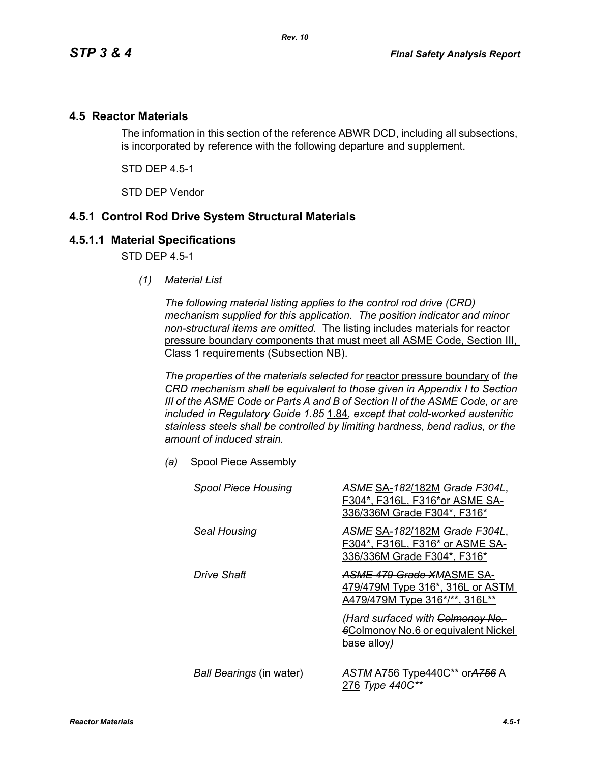## 4.5 Reactor Materials

The information in this section of the reference ABWR DCD, including all subsections, is incorporated by reference with the following departure and supplement.

STD DEP 4.5-1

STD DEP Vendor

## 4.5.1 Control Rod Drive System Structural Materials

### 4.5.1.1 Material Specifications

STD DEP 4.5-1

*(1) Material List*

*The following material listing applies to the control rod drive (CRD) mechanism supplied for this application. The position indicator and minor non-structural items are omitted.* The listing includes materials for reactor pressure boundary components that must meet all ASME Code, Section III, Class 1 requirements (Subsection NB).

*The properties of the materials selected for* reactor pressure boundary of *the CRD mechanism shall be equivalent to those given in Appendix I to Section III of the ASME Code or Parts A and B of Section II of the ASME Code, or are included in Regulatory Guide ~~1.85~~* 1.84*, except that cold-worked austenitic stainless steels shall be controlled by limiting hardness, bend radius, or the amount of induced strain.*

*(a)* Spool Piece Assembly

| | |
|---|---|
| *Spool Piece Housing* | *ASME* SA-*182*/182M *Grade F304L*, F304*, F316L, F316*or ASME SA-336/336M Grade F304*, F316* |
| *Seal Housing* | *ASME* SA-*182*/182M *Grade F304L*, F304*, F316L, F316* or ASME SA-336/336M Grade F304*, F316* |
| *Drive Shaft* | ~~*ASME 479 Grade XM*~~ASME SA-479/479M Type 316*, 316L or ASTM A479/479M Type 316*/**, 316L** |
| | *(Hard surfaced with ~~Colmonoy No. 6~~*Colmonoy No.6 or equivalent Nickel base alloy*)* |
| *Ball Bearings* (in water) | *ASTM* A756 Type440C** or~~*A756*~~ A 276 *Type 440C*** |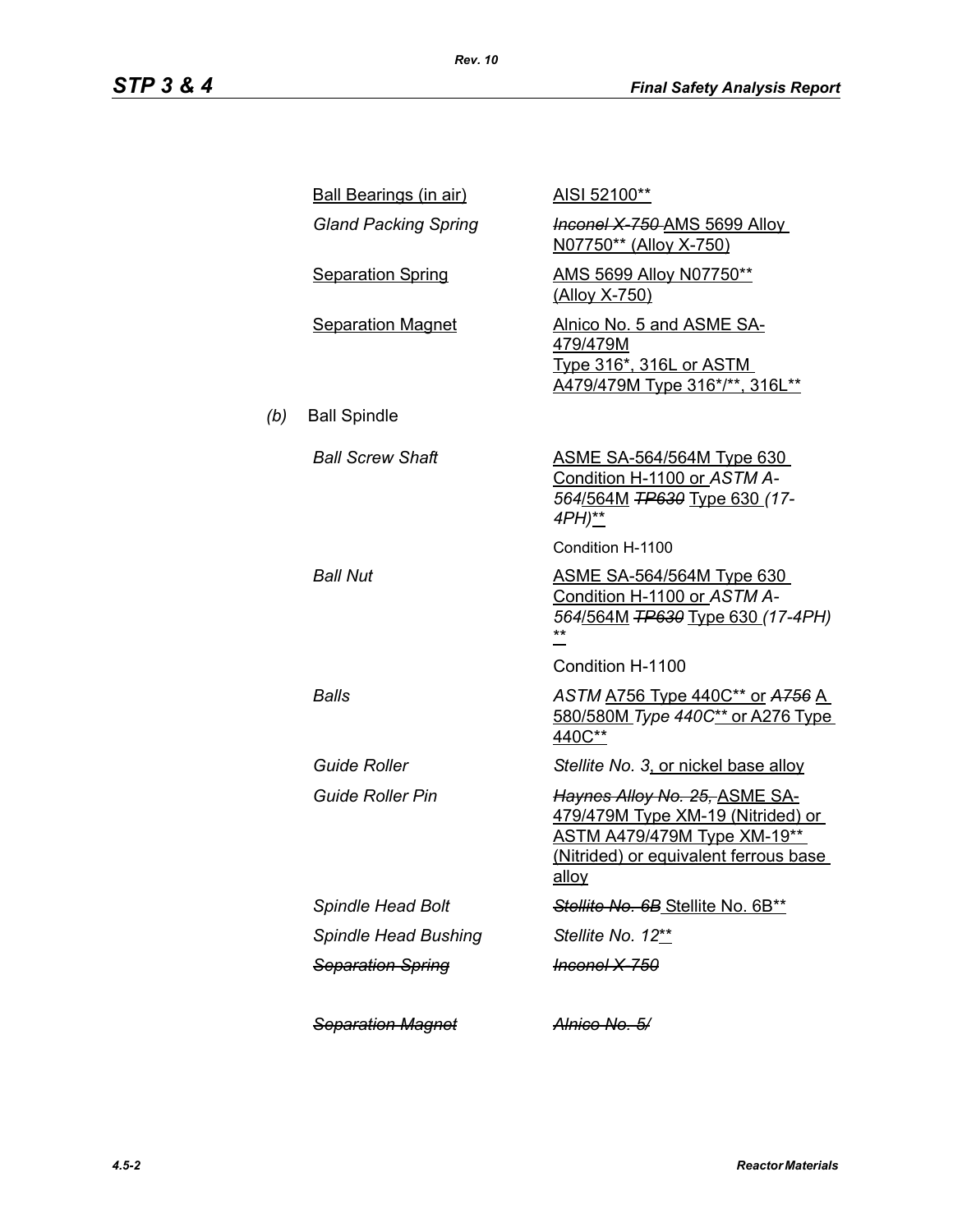| | |
|---|---|
| Ball Bearings (in air) | AISI 52100** |
| *Gland Packing Spring* | ~~*Inconel X-750*~~ AMS 5699 Alloy N07750** (Alloy X-750) |
| Separation Spring | AMS 5699 Alloy N07750** (Alloy X-750) |
| Separation Magnet | Alnico No. 5 and ASME SA-479/479M Type 316*, 316L or ASTM A479/479M Type 316*/**, 316L** |

*(b)* Ball Spindle

| | |
|---|---|
| *Ball Screw Shaft* | ASME SA-564/564M Type 630 Condition H-1100 or *ASTM A-564*/564M ~~*TP630*~~ Type 630 *(17-4PH)*** <br> Condition H-1100 |
| *Ball Nut* | ASME SA-564/564M Type 630 Condition H-1100 or *ASTM A-564*/564M ~~*TP630*~~ Type 630 *(17-4PH)* ** <br> Condition H-1100 |
| *Balls* | *ASTM* A756 Type 440C** or ~~*A756*~~ A 580/580M *Type 440C*** or A276 Type 440C** |
| *Guide Roller* | *Stellite No. 3*, or nickel base alloy |
| *Guide Roller Pin* | ~~*Haynes Alloy No. 25,*~~ ASME SA-479/479M Type XM-19 (Nitrided) or ASTM A479/479M Type XM-19** (Nitrided) or equivalent ferrous base alloy |
| *Spindle Head Bolt* | ~~*Stellite No. 6B*~~ Stellite No. 6B** |
| *Spindle Head Bushing* | *Stellite No. 12*** |
| ~~*Separation Spring*~~ | ~~*Inconel X-750*~~ |
| ~~*Separation Magnet*~~ | ~~*Alnico No. 5/*~~ |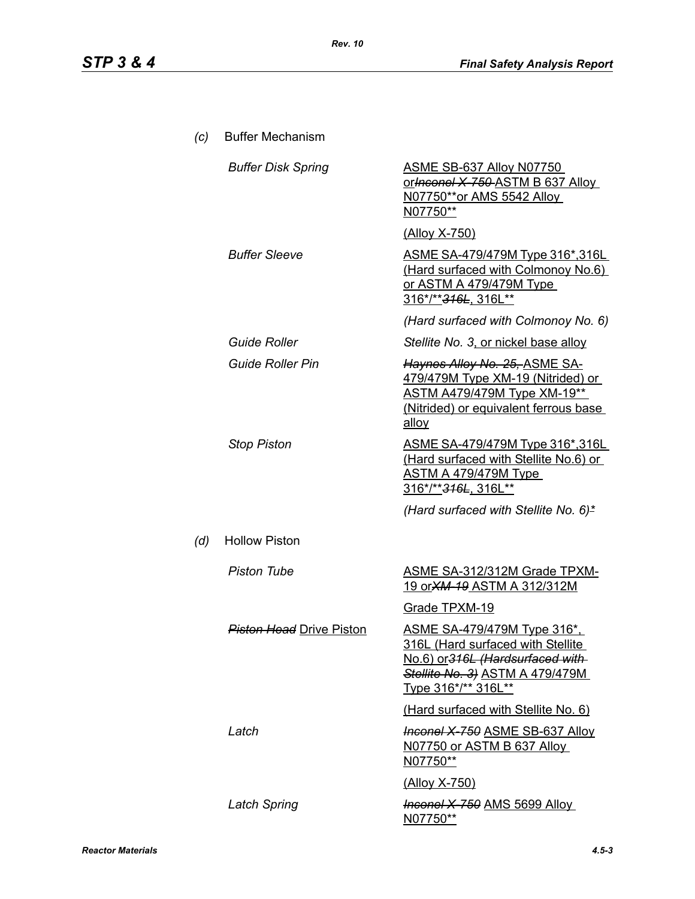*(c)* Buffer Mechanism

| | |
|---|---|
| *Buffer Disk Spring* | ASME SB-637 Alloy N07750 or *Inconel X-750* ASTM B 637 Alloy N07750** or AMS 5542 Alloy N07750** |
| | (Alloy X-750) |
| *Buffer Sleeve* | ASME SA-479/479M Type 316*,316L (Hard surfaced with Colmonoy No.6) or ASTM A 479/479M Type 316*/** *316L*, 316L** |
| | *(Hard surfaced with Colmonoy No. 6)* |
| *Guide Roller* | *Stellite No. 3*, or nickel base alloy |
| *Guide Roller Pin* | *Haynes Alloy No. 25,* ASME SA-479/479M Type XM-19 (Nitrided) or ASTM A479/479M Type XM-19** (Nitrided) or equivalent ferrous base alloy |
| *Stop Piston* | ASME SA-479/479M Type 316*,316L (Hard surfaced with Stellite No.6) or ASTM A 479/479M Type 316*/** *316L*, 316L** |
| | *(Hard surfaced with Stellite No. 6)** |

*(d)* Hollow Piston

| | |
|---|---|
| *Piston Tube* | ASME SA-312/312M Grade TPXM-19 or *XM-19* ASTM A 312/312M |
| | Grade TPXM-19 |
| *Piston Head* Drive Piston | ASME SA-479/479M Type 316*, 316L (Hard surfaced with Stellite No.6) or *316L (Hardsurfaced with Stellite No. 3)* ASTM A 479/479M Type 316*/** 316L** |
| | (Hard surfaced with Stellite No. 6) |
| *Latch* | *Inconel X-750* ASME SB-637 Alloy N07750 or ASTM B 637 Alloy N07750** |
| | (Alloy X-750) |
| *Latch Spring* | *Inconel X-750* AMS 5699 Alloy N07750** |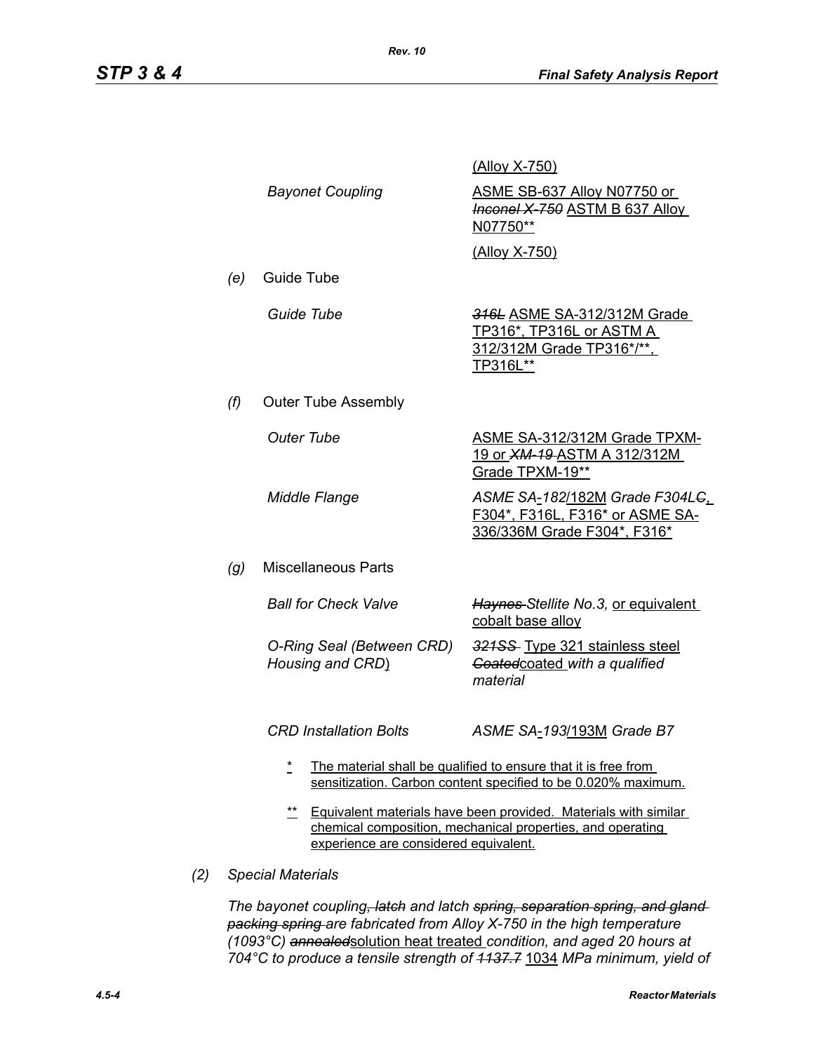(Alloy X-750)

*Bayonet Coupling* — ASME SB-637 Alloy N07750 or ~~*Inconel X-750*~~ ASTM B 637 Alloy N07750**

(Alloy X-750)

*(e)* Guide Tube

*Guide Tube* — ~~*316L*~~ ASME SA-312/312M Grade TP316*, TP316L or ASTM A 312/312M Grade TP316*/**, TP316L**

*(f)* Outer Tube Assembly

*Outer Tube* — ASME SA-312/312M Grade TPXM-19 or ~~*XM-19*~~ ASTM A 312/312M Grade TPXM-19**

*Middle Flange* — *ASME SA-182/*182M *Grade F304L~~C~~*, F304*, F316L, F316* or ASME SA-336/336M Grade F304*, F316*

*(g)* Miscellaneous Parts

*Ball for Check Valve* — ~~*Haynes*~~ *Stellite No.3,* or equivalent cobalt base alloy

*O-Ring Seal (Between CRD) Housing and CRD)* — ~~*321SS*~~ Type 321 stainless steel ~~*Coated*~~coated *with a qualified material*

*CRD Installation Bolts* — *ASME SA-193/*193M *Grade B7*

\* The material shall be qualified to ensure that it is free from sensitization. Carbon content specified to be 0.020% maximum.

\** Equivalent materials have been provided. Materials with similar chemical composition, mechanical properties, and operating experience are considered equivalent.

*(2) Special Materials*

*The bayonet coupling~~, latch~~ and latch ~~spring, separation spring, and gland packing spring~~ are fabricated from Alloy X-750 in the high temperature (1093°C) ~~annealed~~*solution heat treated *condition, and aged 20 hours at 704°C to produce a tensile strength of ~~1137.7~~* 1034 *MPa minimum, yield of*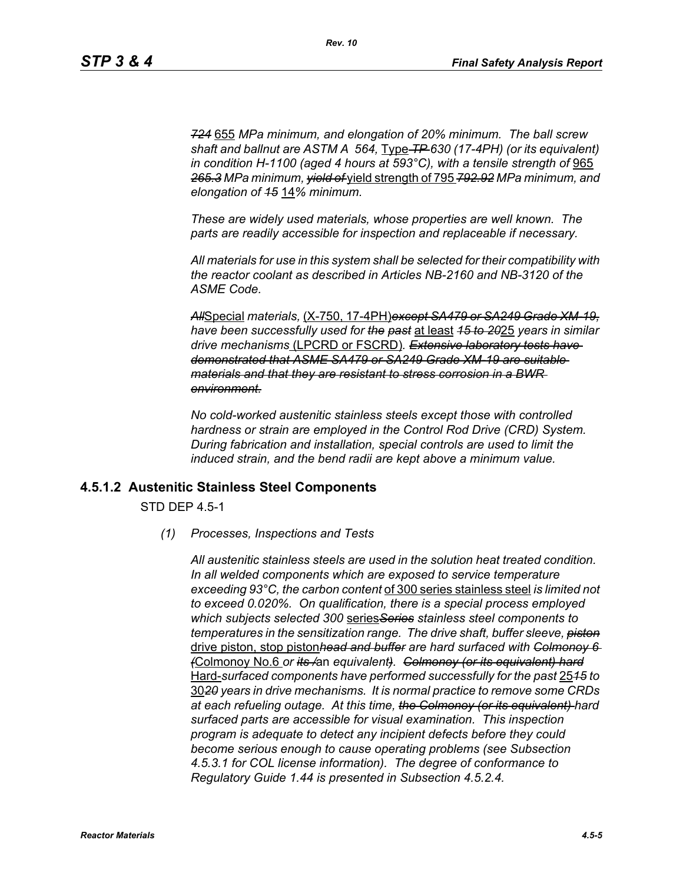~~*724*~~ 655 *MPa minimum, and elongation of 20% minimum. The ball screw shaft and ballnut are ASTM A 564,* Type ~~*TP*~~ *630 (17-4PH) (or its equivalent) in condition H-1100 (aged 4 hours at 593°C), with a tensile strength of* 965 ~~*265.3*~~ *MPa minimum,* ~~*yield of*~~ yield strength of 795 ~~*792.92*~~ *MPa minimum, and elongation of* ~~*15*~~ 14*% minimum.*

*These are widely used materials, whose properties are well known. The parts are readily accessible for inspection and replaceable if necessary.*

*All materials for use in this system shall be selected for their compatibility with the reactor coolant as described in Articles NB-2160 and NB-3120 of the ASME Code.*

~~*All*~~Special *materials,* (X-750, 17-4PH)~~*except SA479 or SA249 Grade XM-19,*~~ *have been successfully used for* ~~*the past*~~ at least ~~*15 to 20*~~25 *years in similar drive mechanisms* (LPCRD or FSCRD)*.* ~~*Extensive laboratory tests have demonstrated that ASME SA479 or SA249 Grade XM-19 are suitable materials and that they are resistant to stress corrosion in a BWR environment.*~~

*No cold-worked austenitic stainless steels except those with controlled hardness or strain are employed in the Control Rod Drive (CRD) System. During fabrication and installation, special controls are used to limit the induced strain, and the bend radii are kept above a minimum value.*

### 4.5.1.2 Austenitic Stainless Steel Components

STD DEP 4.5-1

*(1) Processes, Inspections and Tests*

*All austenitic stainless steels are used in the solution heat treated condition. In all welded components which are exposed to service temperature exceeding 93°C, the carbon content* of 300 series stainless steel *is limited not to exceed 0.020%. On qualification, there is a special process employed which subjects selected 300* series~~*Series*~~ *stainless steel components to temperatures in the sensitization range. The drive shaft, buffer sleeve,* ~~*piston*~~ drive piston, stop piston~~*head and buffer*~~ *are hard surfaced with* ~~*Colmonoy 6 (*~~Colmonoy No.6 *or* ~~*its /*~~an *equivalent*~~*)*~~*.* ~~*Colmonoy (or its equivalent) hard*~~ Hard-*surfaced components have performed successfully for the past* 25~~*15*~~ *to* 30~~*20*~~ *years in drive mechanisms. It is normal practice to remove some CRDs at each refueling outage. At this time,* ~~*the Colmonoy (or its equivalent)*~~ *hard surfaced parts are accessible for visual examination. This inspection program is adequate to detect any incipient defects before they could become serious enough to cause operating problems (see Subsection 4.5.3.1 for COL license information). The degree of conformance to Regulatory Guide 1.44 is presented in Subsection 4.5.2.4.*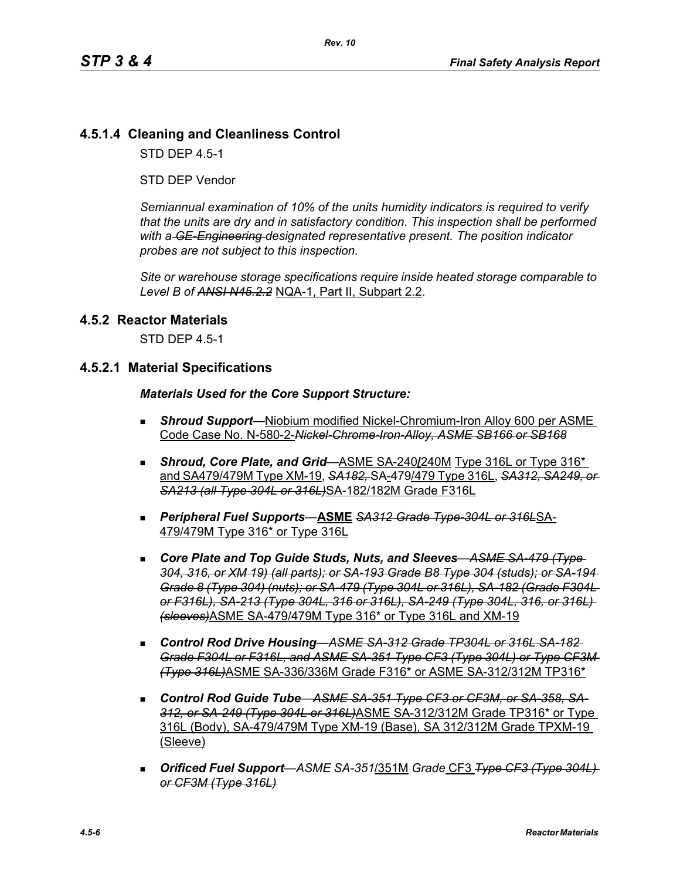### 4.5.1.4 Cleaning and Cleanliness Control

STD DEP 4.5-1

STD DEP Vendor

*Semiannual examination of 10% of the units humidity indicators is required to verify that the units are dry and in satisfactory condition. This inspection shall be performed with a ~~GE-Engineering~~ designated representative present. The position indicator probes are not subject to this inspection.*

*Site or warehouse storage specifications require inside heated storage comparable to Level B of ~~ANSI N45.2.2~~* NQA-1, Part II, Subpart 2.2.

## 4.5.2 Reactor Materials

STD DEP 4.5-1

### 4.5.2.1 Material Specifications

***Materials Used for the Core Support Structure:***

- ***Shroud Support***—Niobium modified Nickel-Chromium-Iron Alloy 600 per ASME Code Case No. N-580-2-~~*Nickel-Chrome-Iron-Alloy, ASME SB166 or SB168*~~
- ***Shroud, Core Plate, and Grid***—ASME SA-240/240M Type 316L or Type 316* and SA479/479M Type XM-19, ~~*SA182,*~~ SA-479/479 Type 316L, ~~*SA312, SA249, or SA213 (all Type 304L or 316L)*~~SA-182/182M Grade F316L
- ***Peripheral Fuel Supports***—**ASME** ~~*SA312 Grade Type-304L or 316L*~~SA-479/479M Type 316* or Type 316L
- ***Core Plate and Top Guide Studs, Nuts, and Sleeves***—~~*ASME SA-479 (Type 304, 316, or XM 19) (all parts); or SA-193 Grade B8 Type 304 (studs); or SA-194 Grade 8 (Type 304) (nuts); or SA-479 (Type 304L or 316L), SA-182 (Grade F304L or F316L), SA-213 (Type 304L, 316 or 316L), SA-249 (Type 304L, 316, or 316L) (sleeves)*~~ASME SA-479/479M Type 316* or Type 316L and XM-19
- ***Control Rod Drive Housing***—~~*ASME SA-312 Grade TP304L or 316L SA-182 Grade F304L or F316L, and ASME SA-351 Type CF3 (Type 304L) or Type CF3M (Type 316L)*~~ASME SA-336/336M Grade F316* or ASME SA-312/312M TP316*
- ***Control Rod Guide Tube***—~~*ASME SA-351 Type CF3 or CF3M, or SA-358, SA-312, or SA-249 (Type 304L or 316L)*~~ASME SA-312/312M Grade TP316* or Type 316L (Body), SA-479/479M Type XM-19 (Base), SA 312/312M Grade TPXM-19 (Sleeve)
- ***Orificed Fuel Support***—*ASME SA-351*/351M *Grade* CF3 ~~*Type CF3 (Type 304L) or CF3M (Type 316L)*~~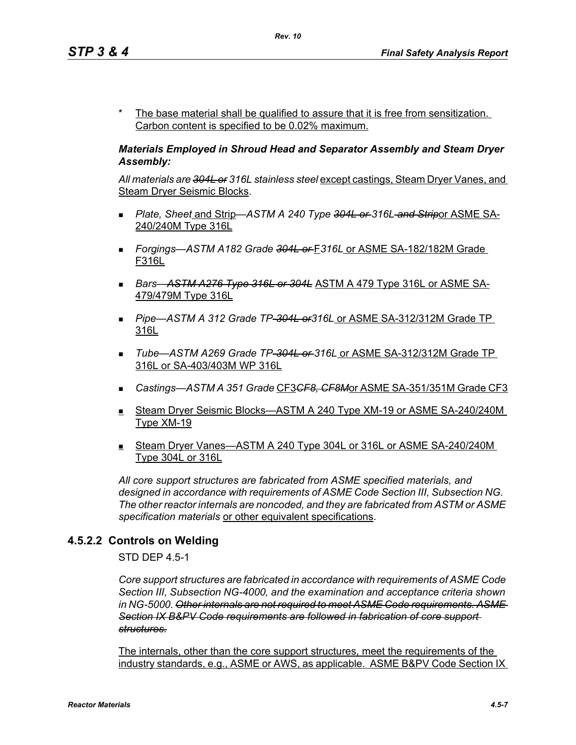\* The base material shall be qualified to assure that it is free from sensitization. Carbon content is specified to be 0.02% maximum.

***Materials Employed in Shroud Head and Separator Assembly and Steam Dryer Assembly:***

*All materials are ~~304L or~~ 316L stainless steel* except castings, Steam Dryer Vanes, and Steam Dryer Seismic Blocks.

- *Plate, Sheet* and Strip*—ASTM A 240 Type ~~304L or~~ 316L ~~and Strip~~*or ASME SA-240/240M Type 316L
- *Forgings—ASTM A182 Grade ~~304L or~~* F*316L* or ASME SA-182/182M Grade F316L
- *Bars—~~ASTM A276 Type 316L or 304L~~* ASTM A 479 Type 316L or ASME SA-479/479M Type 316L
- *Pipe—ASTM A 312 Grade TP ~~304L or~~ 316L* or ASME SA-312/312M Grade TP 316L
- *Tube—ASTM A269 Grade TP ~~304L or~~ 316L* or ASME SA-312/312M Grade TP 316L or SA-403/403M WP 316L
- *Castings—ASTM A 351 Grade* CF3*~~CF8, CF8M~~*or ASME SA-351/351M Grade CF3
- Steam Dryer Seismic Blocks—ASTM A 240 Type XM-19 or ASME SA-240/240M Type XM-19
- Steam Dryer Vanes—ASTM A 240 Type 304L or 316L or ASME SA-240/240M Type 304L or 316L

*All core support structures are fabricated from ASME specified materials, and designed in accordance with requirements of ASME Code Section III, Subsection NG. The other reactor internals are noncoded, and they are fabricated from ASTM or ASME specification materials* or other equivalent specifications.

## 4.5.2.2 Controls on Welding

STD DEP 4.5-1

*Core support structures are fabricated in accordance with requirements of ASME Code Section III, Subsection NG-4000, and the examination and acceptance criteria shown in NG-5000. ~~Other internals are not required to meet ASME Code requirements. ASME Section IX B&PV Code requirements are followed in fabrication of core support structures.~~*

The internals, other than the core support structures, meet the requirements of the industry standards, e.g., ASME or AWS, as applicable. ASME B&PV Code Section IX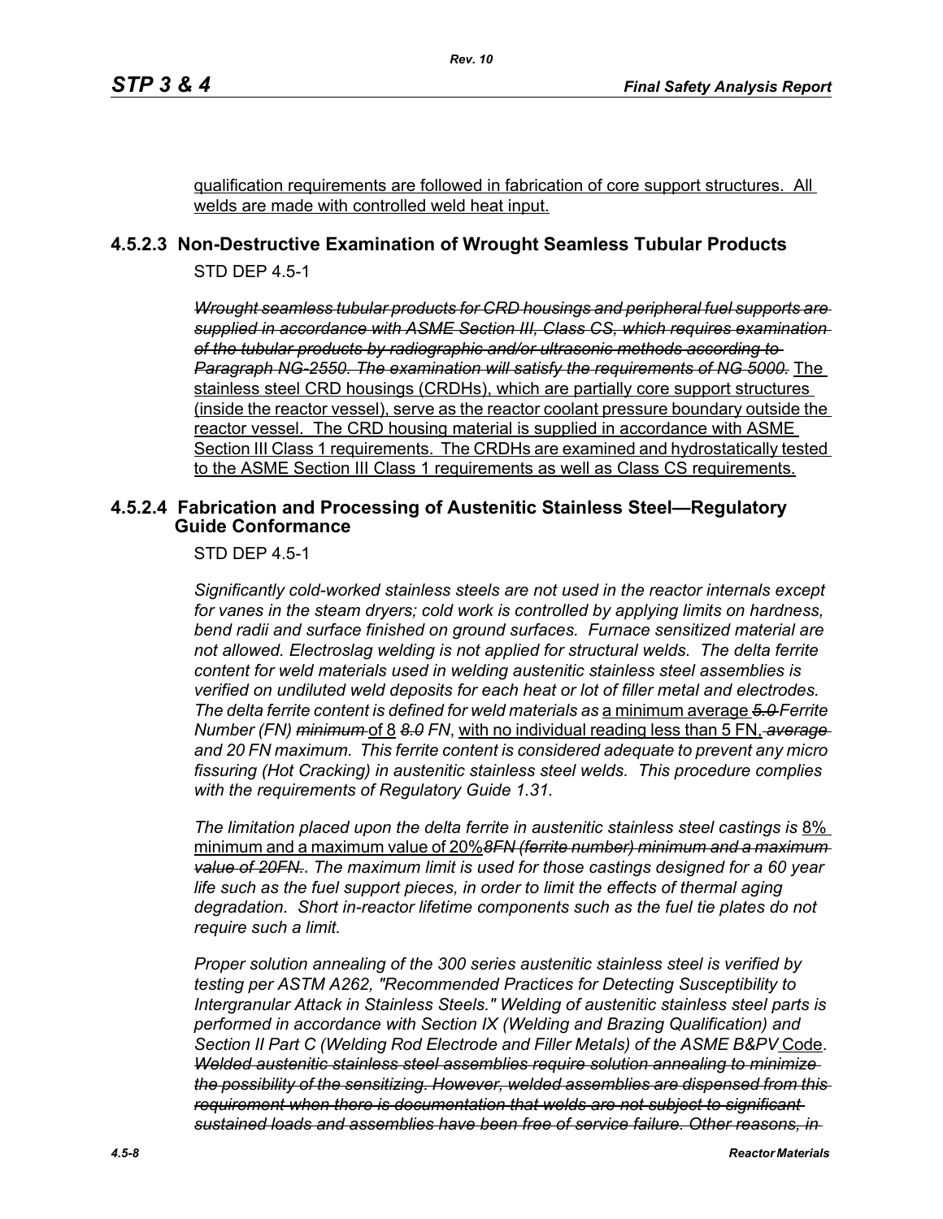qualification requirements are followed in fabrication of core support structures. All welds are made with controlled weld heat input.

### 4.5.2.3 Non-Destructive Examination of Wrought Seamless Tubular Products

STD DEP 4.5-1

~~*Wrought seamless tubular products for CRD housings and peripheral fuel supports are supplied in accordance with ASME Section III, Class CS, which requires examination of the tubular products by radiographic and/or ultrasonic methods according to Paragraph NG-2550. The examination will satisfy the requirements of NG 5000.*~~ The stainless steel CRD housings (CRDHs), which are partially core support structures (inside the reactor vessel), serve as the reactor coolant pressure boundary outside the reactor vessel. The CRD housing material is supplied in accordance with ASME Section III Class 1 requirements. The CRDHs are examined and hydrostatically tested to the ASME Section III Class 1 requirements as well as Class CS requirements.

### 4.5.2.4 Fabrication and Processing of Austenitic Stainless Steel—Regulatory Guide Conformance

STD DEP 4.5-1

*Significantly cold-worked stainless steels are not used in the reactor internals except for vanes in the steam dryers; cold work is controlled by applying limits on hardness, bend radii and surface finished on ground surfaces. Furnace sensitized material are not allowed. Electroslag welding is not applied for structural welds. The delta ferrite content for weld materials used in welding austenitic stainless steel assemblies is verified on undiluted weld deposits for each heat or lot of filler metal and electrodes. The delta ferrite content is defined for weld materials as* a minimum average ~~*5.0*~~ *Ferrite Number (FN)* ~~*minimum*~~ of 8 ~~*8.0*~~ *FN*, with no individual reading less than 5 FN, ~~*average*~~ *and 20 FN maximum. This ferrite content is considered adequate to prevent any micro fissuring (Hot Cracking) in austenitic stainless steel welds. This procedure complies with the requirements of Regulatory Guide 1.31.*

*The limitation placed upon the delta ferrite in austenitic stainless steel castings is* 8% minimum and a maximum value of 20%~~*8FN (ferrite number) minimum and a maximum value of 20FN.*~~. *The maximum limit is used for those castings designed for a 60 year life such as the fuel support pieces, in order to limit the effects of thermal aging degradation. Short in-reactor lifetime components such as the fuel tie plates do not require such a limit.*

*Proper solution annealing of the 300 series austenitic stainless steel is verified by testing per ASTM A262, "Recommended Practices for Detecting Susceptibility to Intergranular Attack in Stainless Steels." Welding of austenitic stainless steel parts is performed in accordance with Section IX (Welding and Brazing Qualification) and Section II Part C (Welding Rod Electrode and Filler Metals) of the ASME B&PV* Code. ~~*Welded austenitic stainless steel assemblies require solution annealing to minimize the possibility of the sensitizing. However, welded assemblies are dispensed from this requirement when there is documentation that welds are not subject to significant sustained loads and assemblies have been free of service failure. Other reasons, in*~~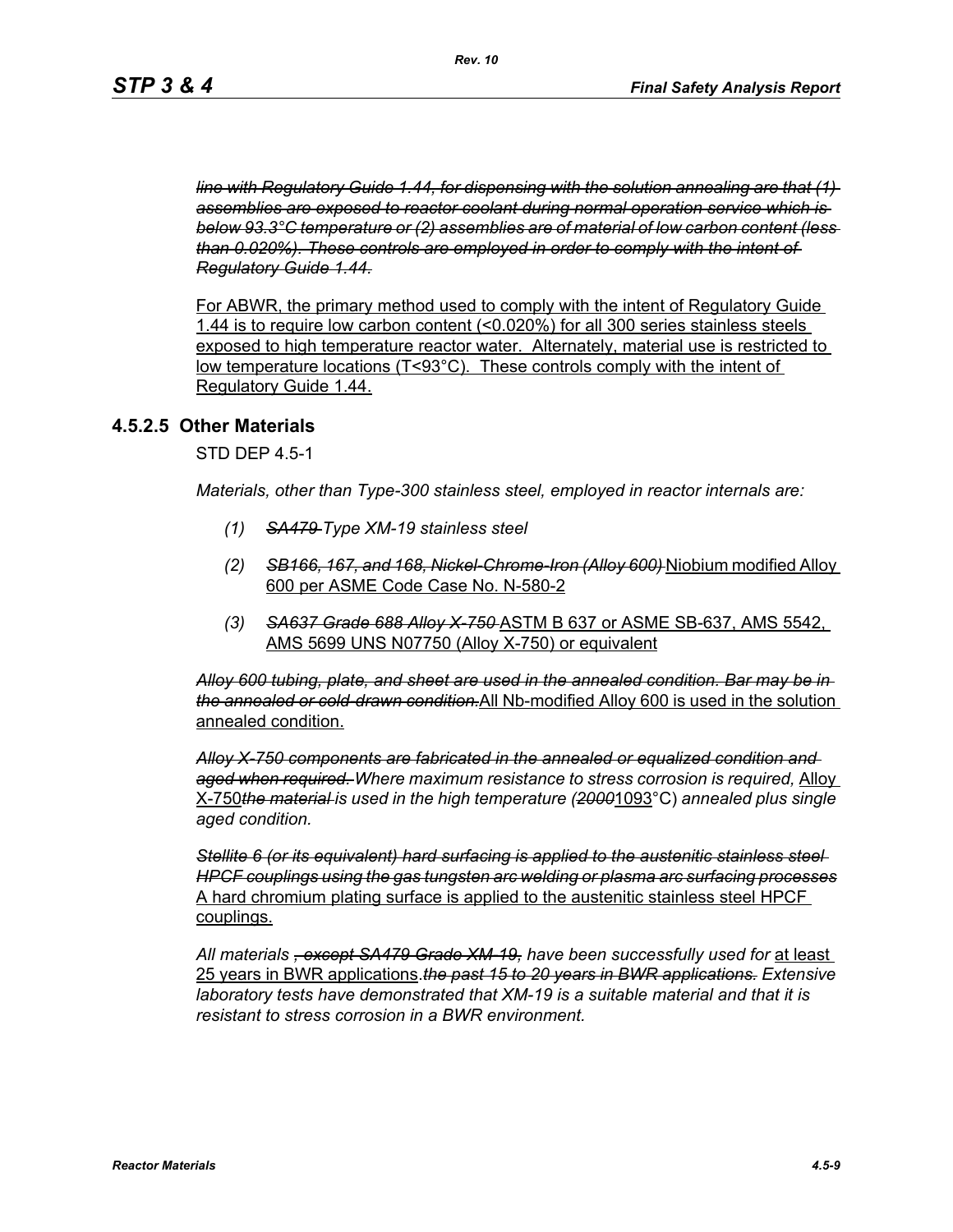*~~line with Regulatory Guide 1.44, for dispensing with the solution annealing are that (1) assemblies are exposed to reactor coolant during normal operation service which is below 93.3°C temperature or (2) assemblies are of material of low carbon content (less than 0.020%). These controls are employed in order to comply with the intent of Regulatory Guide 1.44.~~*

<u>For ABWR, the primary method used to comply with the intent of Regulatory Guide 1.44 is to require low carbon content (<0.020%) for all 300 series stainless steels exposed to high temperature reactor water. Alternately, material use is restricted to low temperature locations (T<93°C). These controls comply with the intent of Regulatory Guide 1.44.</u>

### 4.5.2.5 Other Materials

STD DEP 4.5-1

*Materials, other than Type-300 stainless steel, employed in reactor internals are:*

1. *~~SA479~~ Type XM-19 stainless steel*
2. *~~SB166, 167, and 168, Nickel-Chrome-Iron (Alloy 600)~~* <u>Niobium modified Alloy 600 per ASME Code Case No. N-580-2</u>
3. *~~SA637 Grade 688 Alloy X-750~~* <u>ASTM B 637 or ASME SB-637, AMS 5542, AMS 5699 UNS N07750 (Alloy X-750) or equivalent</u>

*~~Alloy 600 tubing, plate, and sheet are used in the annealed condition. Bar may be in the annealed or cold-drawn condition.~~*<u>All Nb-modified Alloy 600 is used in the solution annealed condition.</u>

*~~Alloy X-750 components are fabricated in the annealed or equalized condition and aged when required.~~ Where maximum resistance to stress corrosion is required,* <u>Alloy X-750</u>*~~the material~~ is used in the high temperature (~~2000~~*<u>1093</u>°C) *annealed plus single aged condition.*

*~~Stellite 6 (or its equivalent) hard surfacing is applied to the austenitic stainless steel HPCF couplings using the gas tungsten arc welding or plasma arc surfacing processes~~* <u>A hard chromium plating surface is applied to the austenitic stainless steel HPCF couplings.</u>

*All materials ~~, except SA479 Grade XM-19,~~ have been successfully used for* <u>at least 25 years in BWR applications</u>.*~~the past 15 to 20 years in BWR applications.~~ Extensive laboratory tests have demonstrated that XM-19 is a suitable material and that it is resistant to stress corrosion in a BWR environment.*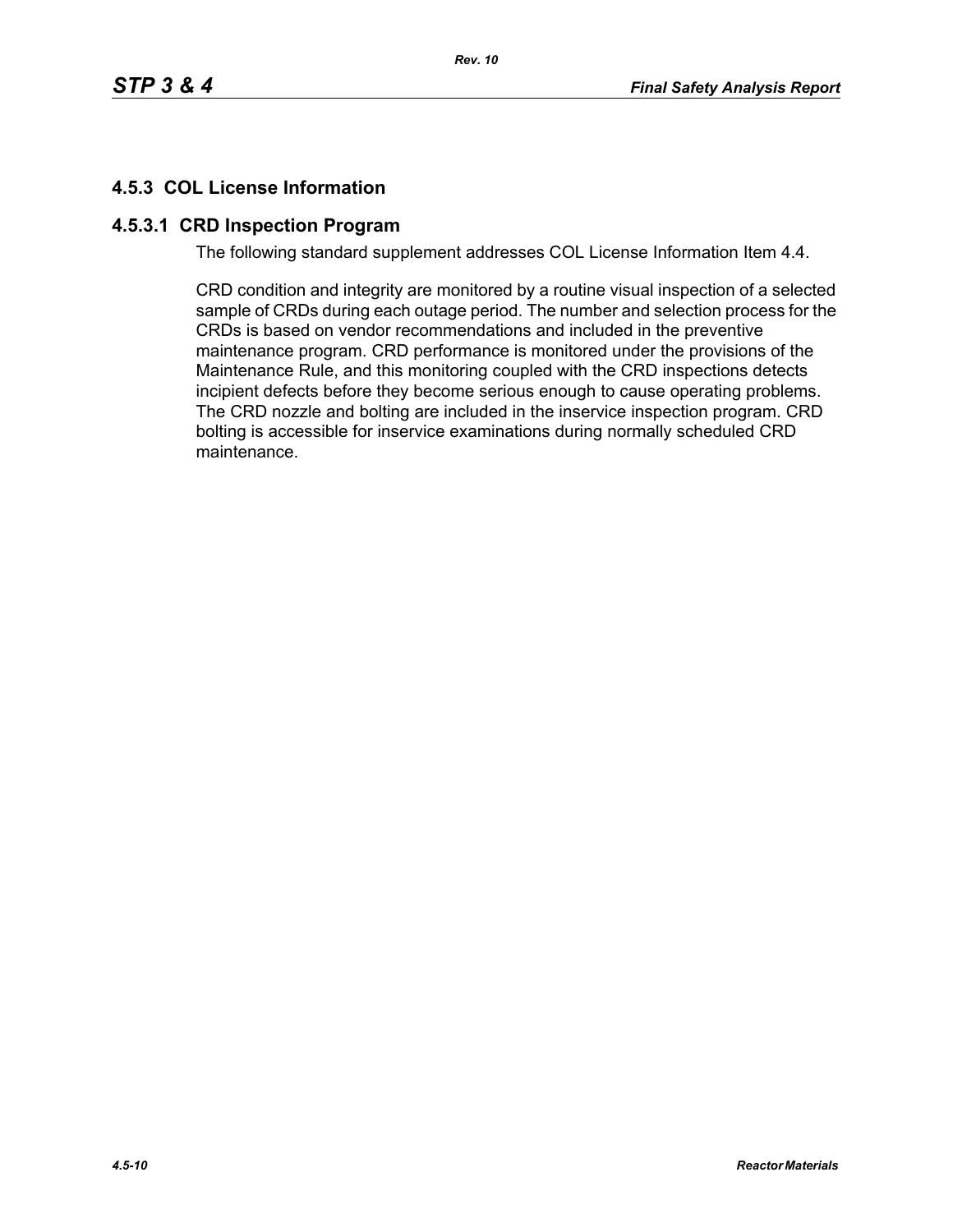## 4.5.3 COL License Information

### 4.5.3.1 CRD Inspection Program

The following standard supplement addresses COL License Information Item 4.4.

CRD condition and integrity are monitored by a routine visual inspection of a selected sample of CRDs during each outage period. The number and selection process for the CRDs is based on vendor recommendations and included in the preventive maintenance program. CRD performance is monitored under the provisions of the Maintenance Rule, and this monitoring coupled with the CRD inspections detects incipient defects before they become serious enough to cause operating problems. The CRD nozzle and bolting are included in the inservice inspection program. CRD bolting is accessible for inservice examinations during normally scheduled CRD maintenance.